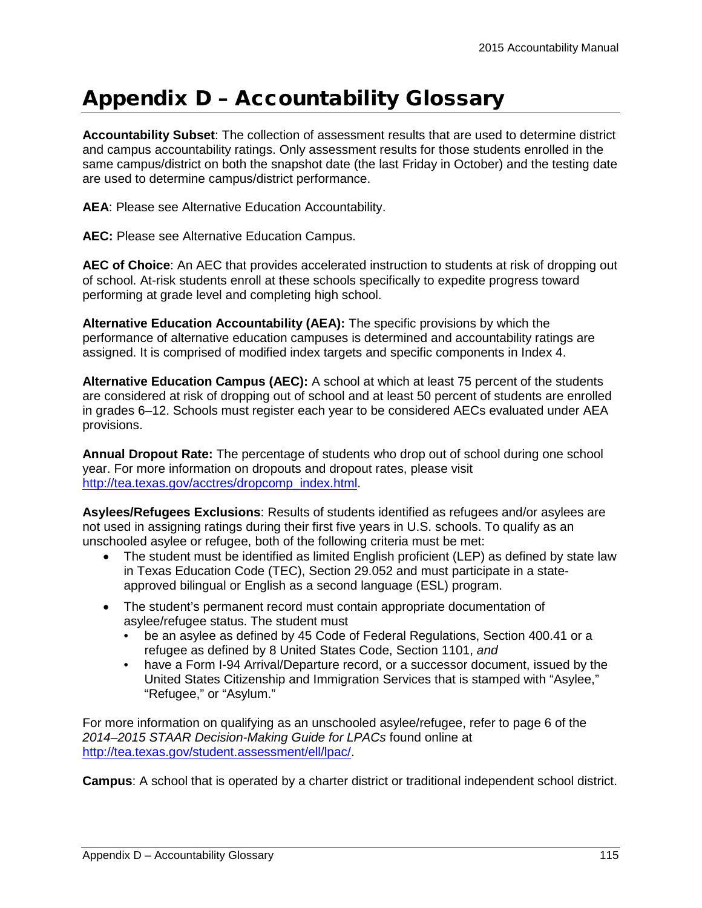# Appendix D – Accountability Glossary

**Accountability Subset**: The collection of assessment results that are used to determine district and campus accountability ratings. Only assessment results for those students enrolled in the same campus/district on both the snapshot date (the last Friday in October) and the testing date are used to determine campus/district performance.

**AEA**: Please see Alternative Education Accountability.

**AEC:** Please see Alternative Education Campus.

**AEC of Choice**: An AEC that provides accelerated instruction to students at risk of dropping out of school. At-risk students enroll at these schools specifically to expedite progress toward performing at grade level and completing high school.

**Alternative Education Accountability (AEA):** The specific provisions by which the performance of alternative education campuses is determined and accountability ratings are assigned. It is comprised of modified index targets and specific components in Index 4.

**Alternative Education Campus (AEC):** A school at which at least 75 percent of the students are considered at risk of dropping out of school and at least 50 percent of students are enrolled in grades 6–12. Schools must register each year to be considered AECs evaluated under AEA provisions.

**Annual Dropout Rate:** The percentage of students who drop out of school during one school year. For more information on dropouts and dropout rates, please visit [http://tea.texas.gov/acctres/dropcomp_index.html](http://tea.texas.gov/acctres/dropcomp_index.html).

**Asylees/Refugees Exclusions**: Results of students identified as refugees and/or asylees are not used in assigning ratings during their first five years in U.S. schools. To qualify as an unschooled asylee or refugee, both of the following criteria must be met:

- The student must be identified as limited English proficient (LEP) as defined by state law in Texas Education Code (TEC), Section 29.052 and must participate in a state-approved bilingual or English as a second language (ESL) program.
- The student's permanent record must contain appropriate documentation of asylee/refugee status. The student must
  - be an asylee as defined by 45 Code of Federal Regulations, Section 400.41 or a refugee as defined by 8 United States Code, Section 1101, *and*
  - have a Form I-94 Arrival/Departure record, or a successor document, issued by the United States Citizenship and Immigration Services that is stamped with "Asylee," "Refugee," or "Asylum."

For more information on qualifying as an unschooled asylee/refugee, refer to page 6 of the *2014–2015 STAAR Decision-Making Guide for LPACs* found online at [http://tea.texas.gov/student.assessment/ell/lpac/](http://tea.texas.gov/student.assessment/ell/lpac/).

**Campus**: A school that is operated by a charter district or traditional independent school district.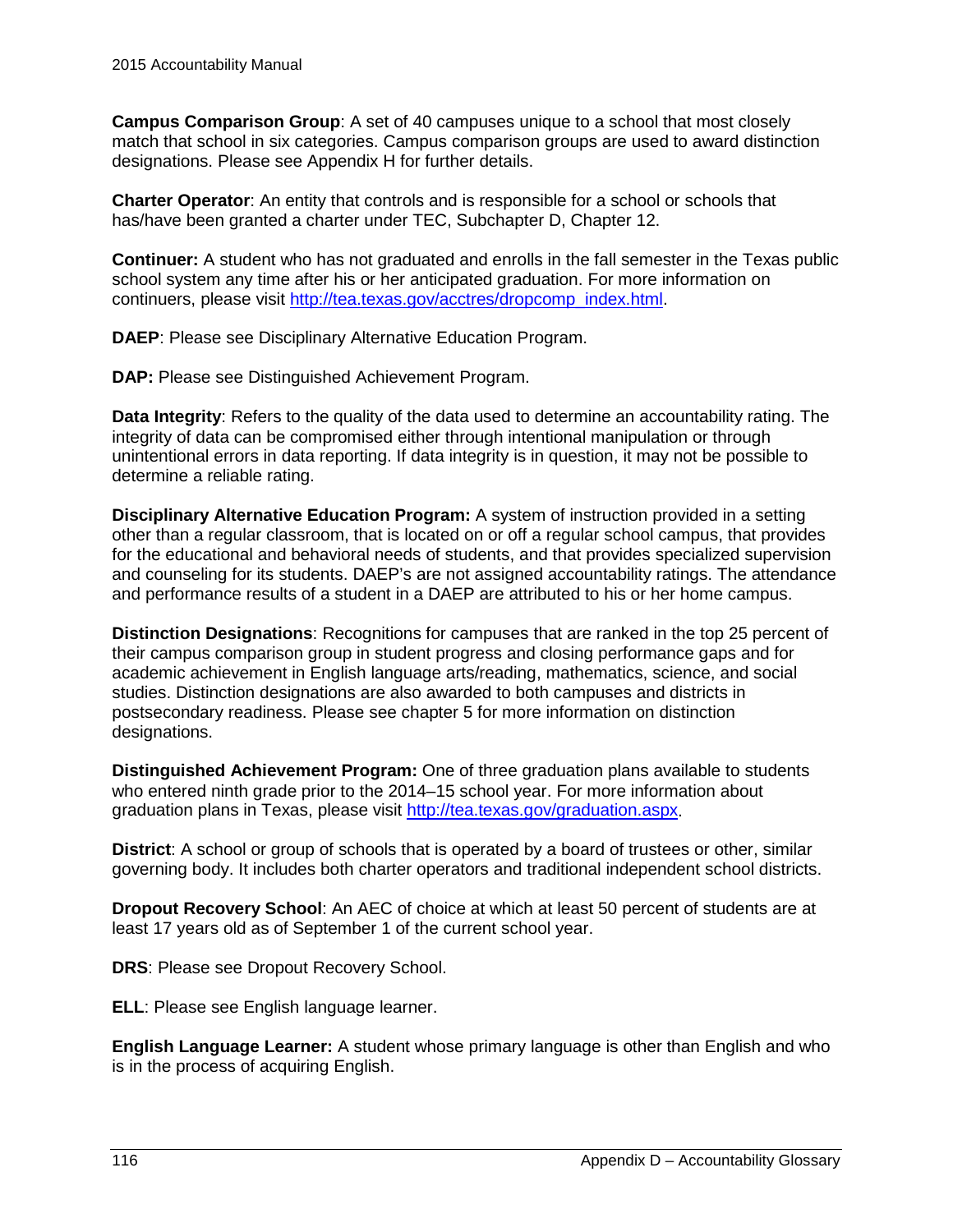**Campus Comparison Group**: A set of 40 campuses unique to a school that most closely match that school in six categories. Campus comparison groups are used to award distinction designations. Please see Appendix H for further details.

**Charter Operator**: An entity that controls and is responsible for a school or schools that has/have been granted a charter under TEC, Subchapter D, Chapter 12.

**Continuer:** A student who has not graduated and enrolls in the fall semester in the Texas public school system any time after his or her anticipated graduation. For more information on continuers, please visit [http://tea.texas.gov/acctres/dropcomp_index.html](http://tea.texas.gov/acctres/dropcomp_index.html).

**DAEP**: Please see Disciplinary Alternative Education Program.

**DAP:** Please see Distinguished Achievement Program.

**Data Integrity**: Refers to the quality of the data used to determine an accountability rating. The integrity of data can be compromised either through intentional manipulation or through unintentional errors in data reporting. If data integrity is in question, it may not be possible to determine a reliable rating.

**Disciplinary Alternative Education Program:** A system of instruction provided in a setting other than a regular classroom, that is located on or off a regular school campus, that provides for the educational and behavioral needs of students, and that provides specialized supervision and counseling for its students. DAEP's are not assigned accountability ratings. The attendance and performance results of a student in a DAEP are attributed to his or her home campus.

**Distinction Designations**: Recognitions for campuses that are ranked in the top 25 percent of their campus comparison group in student progress and closing performance gaps and for academic achievement in English language arts/reading, mathematics, science, and social studies. Distinction designations are also awarded to both campuses and districts in postsecondary readiness. Please see chapter 5 for more information on distinction designations.

**Distinguished Achievement Program:** One of three graduation plans available to students who entered ninth grade prior to the 2014–15 school year. For more information about graduation plans in Texas, please visit [http://tea.texas.gov/graduation.aspx](http://tea.texas.gov/graduation.aspx).

**District**: A school or group of schools that is operated by a board of trustees or other, similar governing body. It includes both charter operators and traditional independent school districts.

**Dropout Recovery School**: An AEC of choice at which at least 50 percent of students are at least 17 years old as of September 1 of the current school year.

**DRS**: Please see Dropout Recovery School.

**ELL**: Please see English language learner.

**English Language Learner:** A student whose primary language is other than English and who is in the process of acquiring English.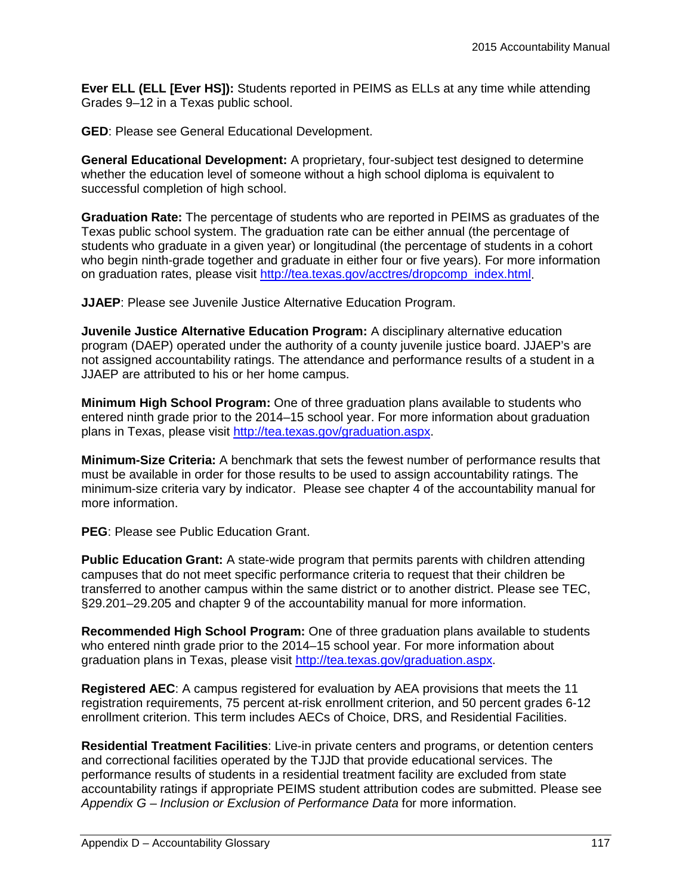**Ever ELL (ELL [Ever HS]):** Students reported in PEIMS as ELLs at any time while attending Grades 9–12 in a Texas public school.

**GED**: Please see General Educational Development.

**General Educational Development:** A proprietary, four-subject test designed to determine whether the education level of someone without a high school diploma is equivalent to successful completion of high school.

**Graduation Rate:** The percentage of students who are reported in PEIMS as graduates of the Texas public school system. The graduation rate can be either annual (the percentage of students who graduate in a given year) or longitudinal (the percentage of students in a cohort who begin ninth-grade together and graduate in either four or five years). For more information on graduation rates, please visit [http://tea.texas.gov/acctres/dropcomp_index.html](http://tea.texas.gov/acctres/dropcomp_index.html).

**JJAEP**: Please see Juvenile Justice Alternative Education Program.

**Juvenile Justice Alternative Education Program:** A disciplinary alternative education program (DAEP) operated under the authority of a county juvenile justice board. JJAEP's are not assigned accountability ratings. The attendance and performance results of a student in a JJAEP are attributed to his or her home campus.

**Minimum High School Program:** One of three graduation plans available to students who entered ninth grade prior to the 2014–15 school year. For more information about graduation plans in Texas, please visit [http://tea.texas.gov/graduation.aspx](http://tea.texas.gov/graduation.aspx).

**Minimum-Size Criteria:** A benchmark that sets the fewest number of performance results that must be available in order for those results to be used to assign accountability ratings. The minimum-size criteria vary by indicator. Please see chapter 4 of the accountability manual for more information.

**PEG**: Please see Public Education Grant.

**Public Education Grant:** A state-wide program that permits parents with children attending campuses that do not meet specific performance criteria to request that their children be transferred to another campus within the same district or to another district. Please see TEC, §29.201–29.205 and chapter 9 of the accountability manual for more information.

**Recommended High School Program:** One of three graduation plans available to students who entered ninth grade prior to the 2014–15 school year. For more information about graduation plans in Texas, please visit [http://tea.texas.gov/graduation.aspx](http://tea.texas.gov/graduation.aspx).

**Registered AEC**: A campus registered for evaluation by AEA provisions that meets the 11 registration requirements, 75 percent at-risk enrollment criterion, and 50 percent grades 6-12 enrollment criterion. This term includes AECs of Choice, DRS, and Residential Facilities.

**Residential Treatment Facilities**: Live-in private centers and programs, or detention centers and correctional facilities operated by the TJJD that provide educational services. The performance results of students in a residential treatment facility are excluded from state accountability ratings if appropriate PEIMS student attribution codes are submitted. Please see *Appendix G – Inclusion or Exclusion of Performance Data* for more information.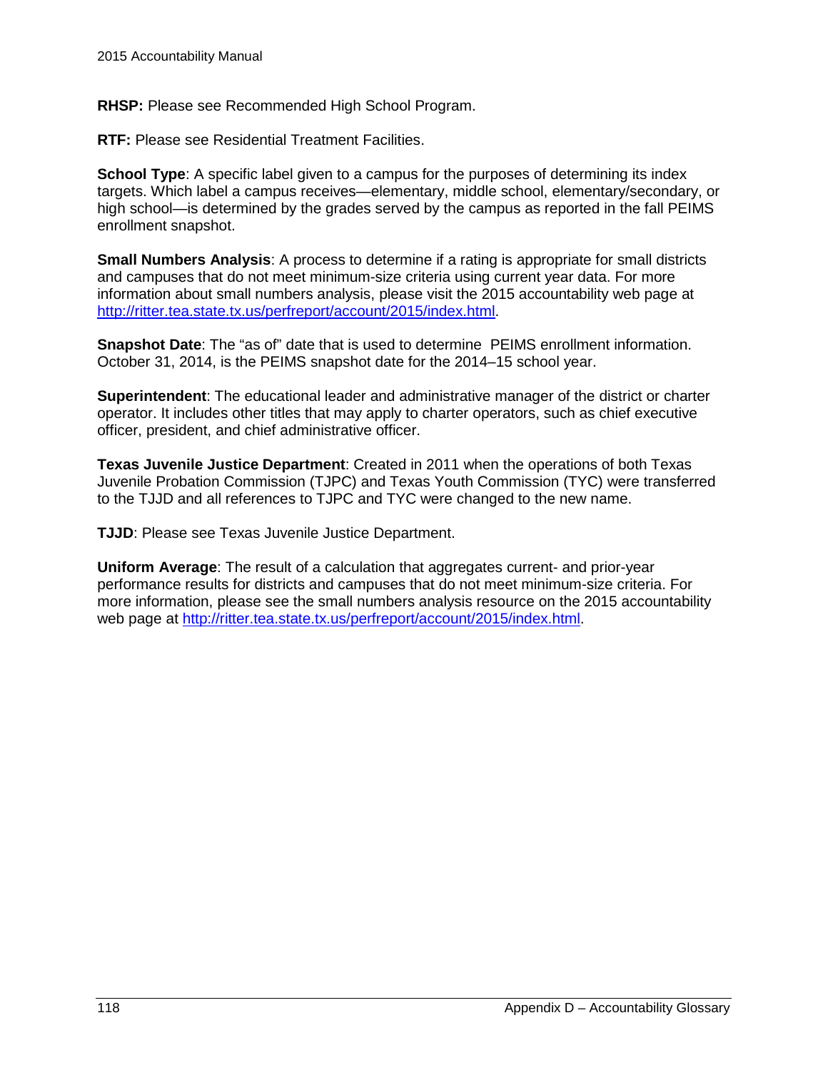**RHSP:** Please see Recommended High School Program.

**RTF:** Please see Residential Treatment Facilities.

**School Type**: A specific label given to a campus for the purposes of determining its index targets. Which label a campus receives—elementary, middle school, elementary/secondary, or high school—is determined by the grades served by the campus as reported in the fall PEIMS enrollment snapshot.

**Small Numbers Analysis**: A process to determine if a rating is appropriate for small districts and campuses that do not meet minimum-size criteria using current year data. For more information about small numbers analysis, please visit the 2015 accountability web page at [http://ritter.tea.state.tx.us/perfreport/account/2015/index.html](http://ritter.tea.state.tx.us/perfreport/account/2015/index.html).

**Snapshot Date**: The "as of" date that is used to determine PEIMS enrollment information. October 31, 2014, is the PEIMS snapshot date for the 2014–15 school year.

**Superintendent**: The educational leader and administrative manager of the district or charter operator. It includes other titles that may apply to charter operators, such as chief executive officer, president, and chief administrative officer.

**Texas Juvenile Justice Department**: Created in 2011 when the operations of both Texas Juvenile Probation Commission (TJPC) and Texas Youth Commission (TYC) were transferred to the TJJD and all references to TJPC and TYC were changed to the new name.

**TJJD**: Please see Texas Juvenile Justice Department.

**Uniform Average**: The result of a calculation that aggregates current- and prior-year performance results for districts and campuses that do not meet minimum-size criteria. For more information, please see the small numbers analysis resource on the 2015 accountability web page at [http://ritter.tea.state.tx.us/perfreport/account/2015/index.html](http://ritter.tea.state.tx.us/perfreport/account/2015/index.html).